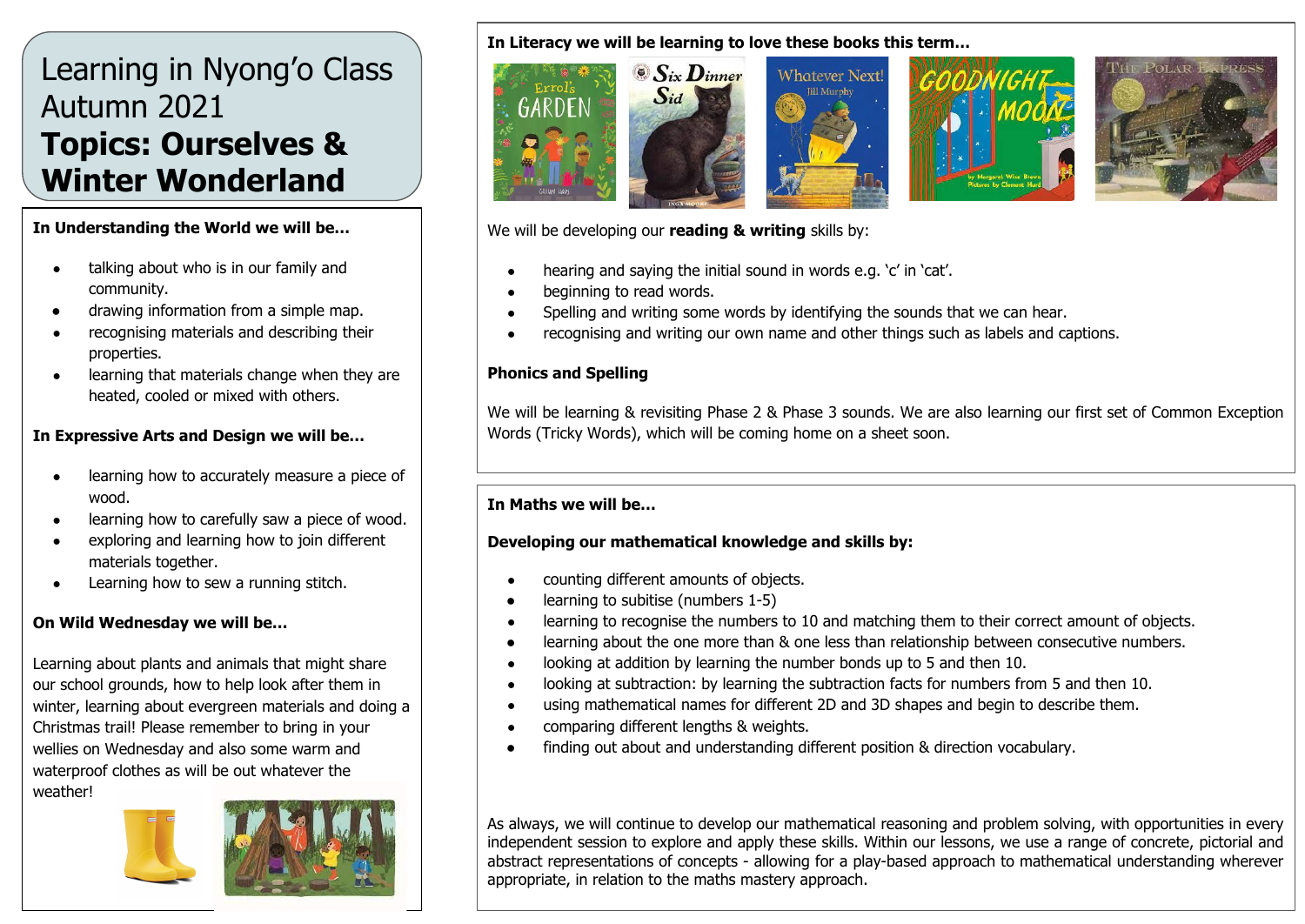# Learning in Nyong'o Class Autumn 2021

## Topics: Ourselves & Winter Wonderland

### In Understanding the World we will be…

- talking about who is in our family and community.
- drawing information from a simple map.
- recognising materials and describing their properties.
- learning that materials change when they are heated, cooled or mixed with others.

### In Expressive Arts and Design we will be…

- learning how to accurately measure a piece of wood.
- learning how to carefully saw a piece of wood.
- exploring and learning how to join different materials together.
- Learning how to sew a running stitch.

### On Wild Wednesday we will be…

Learning about plants and animals that might share our school grounds, how to help look after them in winter, learning about evergreen materials and doing a Christmas trail! Please remember to bring in your wellies on Wednesday and also some warm and waterproof clothes as will be out whatever the weather!

### In Literacy we will be learning to love these books this term…

We will be developing our **reading & writing** skills by:

- hearing and saying the initial sound in words e.g. 'c' in 'cat'.
- beginning to read words.
- Spelling and writing some words by identifying the sounds that we can hear.
- recognising and writing our own name and other things such as labels and captions.

**Phonics and Spelling**

We will be learning & revisiting Phase 2 & Phase 3 sounds. We are also learning our first set of Common Exception Words (Tricky Words), which will be coming home on a sheet soon.

### In Maths we will be…

**Developing our mathematical knowledge and skills by:**

- counting different amounts of objects.
- learning to subitise (numbers 1-5)
- learning to recognise the numbers to 10 and matching them to their correct amount of objects.
- learning about the one more than & one less than relationship between consecutive numbers.
- looking at addition by learning the number bonds up to 5 and then 10.
- looking at subtraction: by learning the subtraction facts for numbers from 5 and then 10.
- using mathematical names for different 2D and 3D shapes and begin to describe them.
- comparing different lengths & weights.
- finding out about and understanding different position & direction vocabulary.

As always, we will continue to develop our mathematical reasoning and problem solving, with opportunities in every independent session to explore and apply these skills. Within our lessons, we use a range of concrete, pictorial and abstract representations of concepts - allowing for a play-based approach to mathematical understanding wherever appropriate, in relation to the maths mastery approach.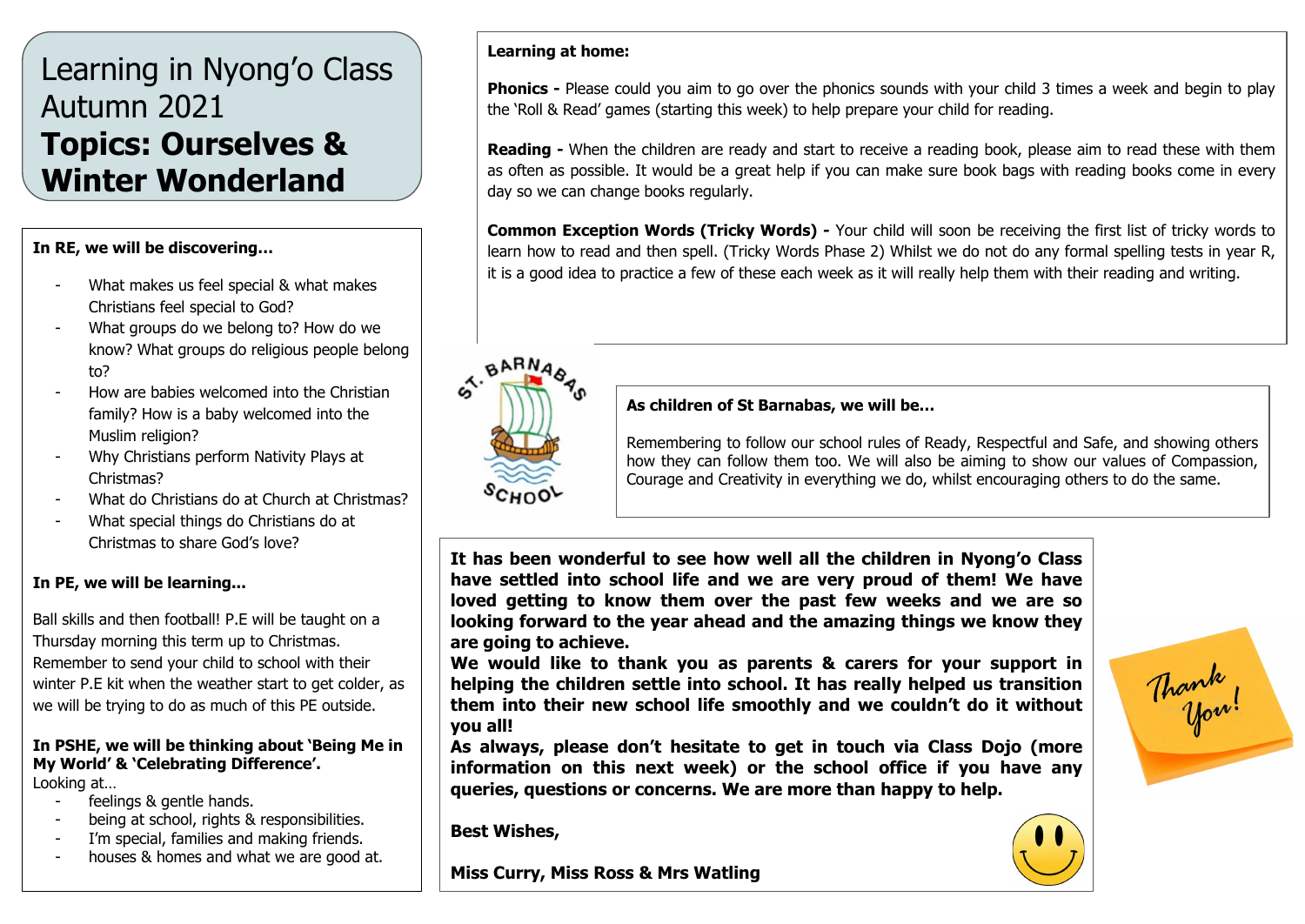# Learning in Nyong'o Class Autumn 2021

# Topics: Ourselves & Winter Wonderland

**In RE, we will be discovering…**

- What makes us feel special & what makes Christians feel special to God?
- What groups do we belong to? How do we know? What groups do religious people belong to?
- How are babies welcomed into the Christian family? How is a baby welcomed into the Muslim religion?
- Why Christians perform Nativity Plays at Christmas?
- What do Christians do at Church at Christmas?
- What special things do Christians do at Christmas to share God's love?

**In PE, we will be learning…**

Ball skills and then football! P.E will be taught on a Thursday morning this term up to Christmas. Remember to send your child to school with their winter P.E kit when the weather start to get colder, as we will be trying to do as much of this PE outside.

**In PSHE, we will be thinking about 'Being Me in My World' & 'Celebrating Difference'.**

Looking at…

- feelings & gentle hands.
- being at school, rights & responsibilities.
- I'm special, families and making friends.
- houses & homes and what we are good at.

**Learning at home:**

**Phonics -** Please could you aim to go over the phonics sounds with your child 3 times a week and begin to play the 'Roll & Read' games (starting this week) to help prepare your child for reading.

**Reading -** When the children are ready and start to receive a reading book, please aim to read these with them as often as possible. It would be a great help if you can make sure book bags with reading books come in every day so we can change books regularly.

**Common Exception Words (Tricky Words) -** Your child will soon be receiving the first list of tricky words to learn how to read and then spell. (Tricky Words Phase 2) Whilst we do not do any formal spelling tests in year R, it is a good idea to practice a few of these each week as it will really help them with their reading and writing.

**As children of St Barnabas, we will be…**

Remembering to follow our school rules of Ready, Respectful and Safe, and showing others how they can follow them too. We will also be aiming to show our values of Compassion, Courage and Creativity in everything we do, whilst encouraging others to do the same.

**It has been wonderful to see how well all the children in Nyong'o Class have settled into school life and we are very proud of them! We have loved getting to know them over the past few weeks and we are so looking forward to the year ahead and the amazing things we know they are going to achieve.**

**We would like to thank you as parents & carers for your support in helping the children settle into school. It has really helped us transition them into their new school life smoothly and we couldn't do it without you all!**

**As always, please don't hesitate to get in touch via Class Dojo (more information on this next week) or the school office if you have any queries, questions or concerns. We are more than happy to help.**

**Best Wishes,**

**Miss Curry, Miss Ross & Mrs Watling**